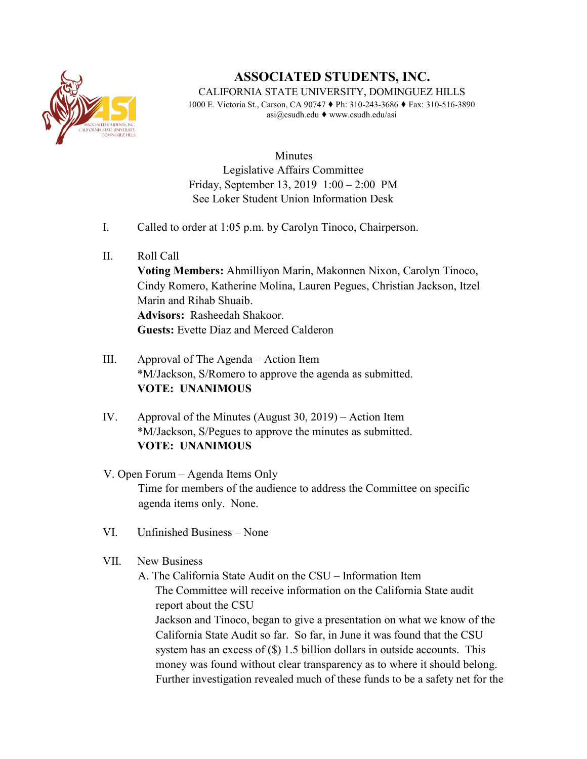# ASSOCIATED STUDENTS, INC.

CALIFORNIA STATE UNIVERSITY, DOMINGUEZ HILLS

1000 E. Victoria St., Carson, CA 90747 ♦ Ph: 310-243-3686 ♦ Fax: 310-516-3890
asi@csudh.edu ♦ www.csudh.edu/asi

Minutes
Legislative Affairs Committee
Friday, September 13, 2019 1:00 – 2:00 PM
See Loker Student Union Information Desk

I. Called to order at 1:05 p.m. by Carolyn Tinoco, Chairperson.

II. Roll Call
**Voting Members:** Ahmilliyon Marin, Makonnen Nixon, Carolyn Tinoco, Cindy Romero, Katherine Molina, Lauren Pegues, Christian Jackson, Itzel Marin and Rihab Shuaib.
**Advisors:** Rasheedah Shakoor.
**Guests:** Evette Diaz and Merced Calderon

III. Approval of The Agenda – Action Item
*M/Jackson, S/Romero to approve the agenda as submitted.
**VOTE: UNANIMOUS**

IV. Approval of the Minutes (August 30, 2019) – Action Item
*M/Jackson, S/Pegues to approve the minutes as submitted.
**VOTE: UNANIMOUS**

V. Open Forum – Agenda Items Only
Time for members of the audience to address the Committee on specific agenda items only. None.

VI. Unfinished Business – None

VII. New Business
A. The California State Audit on the CSU – Information Item
The Committee will receive information on the California State audit report about the CSU
Jackson and Tinoco, began to give a presentation on what we know of the California State Audit so far. So far, in June it was found that the CSU system has an excess of ($) 1.5 billion dollars in outside accounts. This money was found without clear transparency as to where it should belong. Further investigation revealed much of these funds to be a safety net for the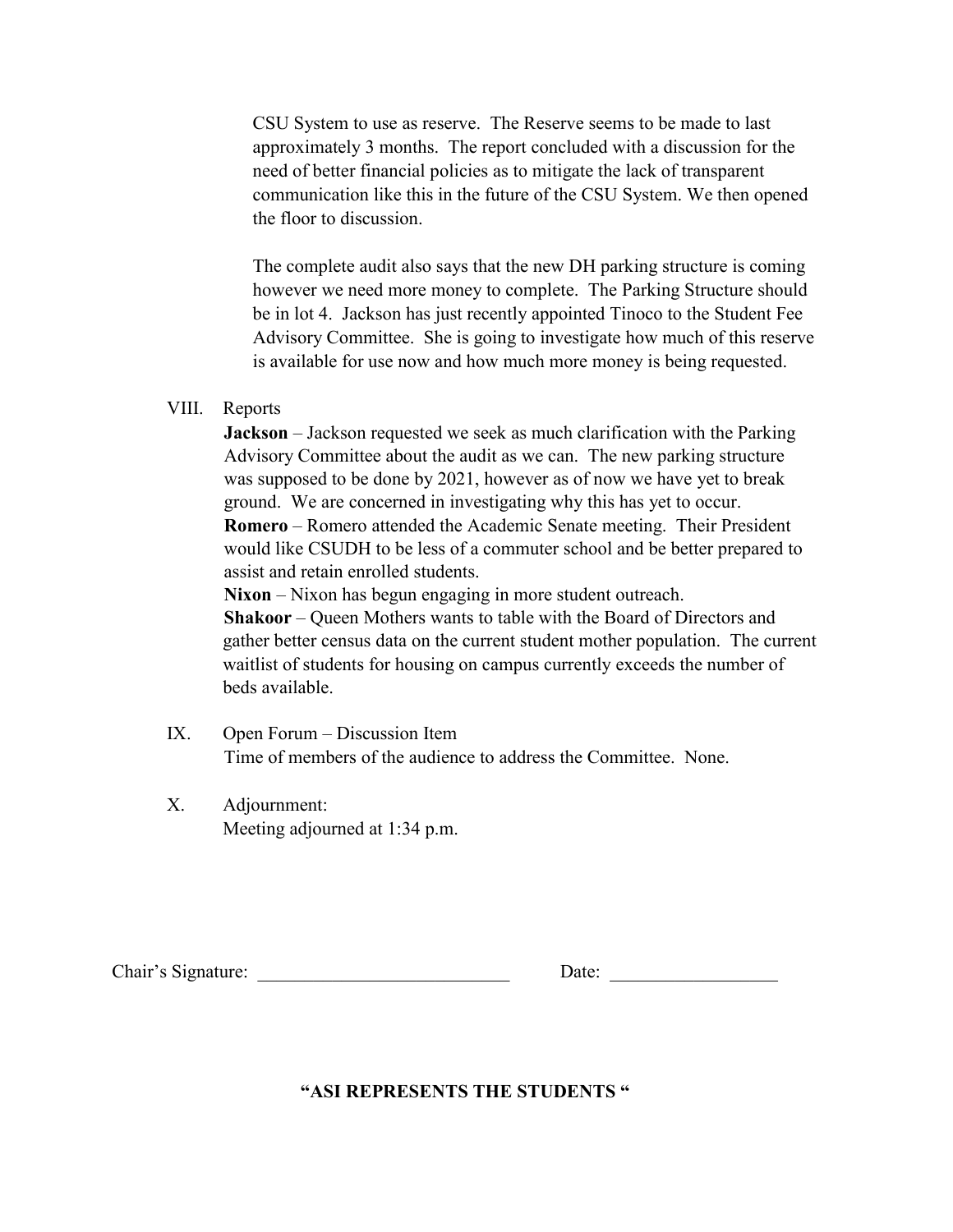CSU System to use as reserve. The Reserve seems to be made to last approximately 3 months. The report concluded with a discussion for the need of better financial policies as to mitigate the lack of transparent communication like this in the future of the CSU System. We then opened the floor to discussion.

The complete audit also says that the new DH parking structure is coming however we need more money to complete. The Parking Structure should be in lot 4. Jackson has just recently appointed Tinoco to the Student Fee Advisory Committee. She is going to investigate how much of this reserve is available for use now and how much more money is being requested.

VIII. Reports

**Jackson** – Jackson requested we seek as much clarification with the Parking Advisory Committee about the audit as we can. The new parking structure was supposed to be done by 2021, however as of now we have yet to break ground. We are concerned in investigating why this has yet to occur.

**Romero** – Romero attended the Academic Senate meeting. Their President would like CSUDH to be less of a commuter school and be better prepared to assist and retain enrolled students.

**Nixon** – Nixon has begun engaging in more student outreach.

**Shakoor** – Queen Mothers wants to table with the Board of Directors and gather better census data on the current student mother population. The current waitlist of students for housing on campus currently exceeds the number of beds available.

IX. Open Forum – Discussion Item

Time of members of the audience to address the Committee. None.

X. Adjournment:

Meeting adjourned at 1:34 p.m.

Chair's Signature: ___________________________ Date: __________________

**"ASI REPRESENTS THE STUDENTS "**